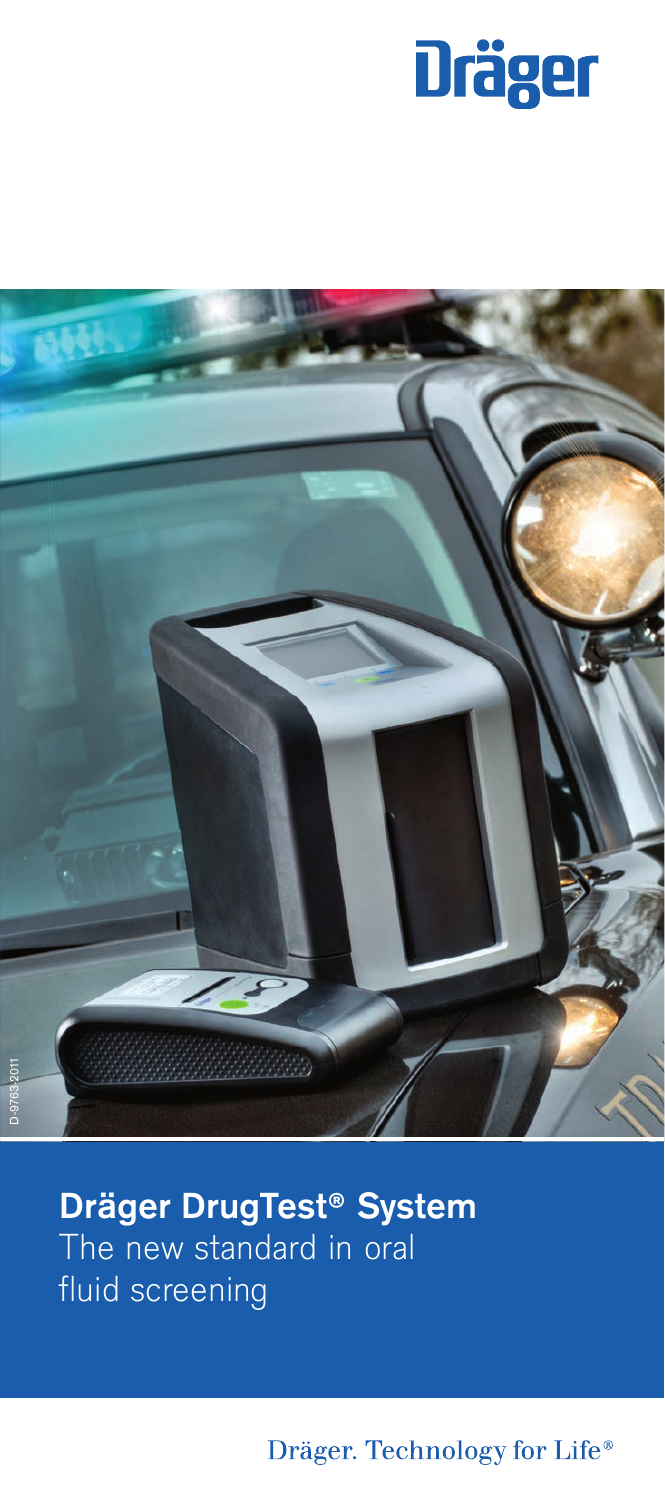Dräger

D-9763-2011

# Dräger DrugTest® System

The new standard in oral fluid screening

Dräger. Technology for Life®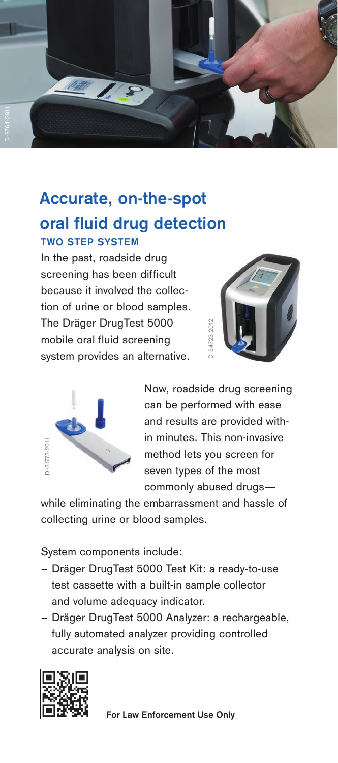## Accurate, on-the-spot oral fluid drug detection

### TWO STEP SYSTEM

In the past, roadside drug screening has been difficult because it involved the collection of urine or blood samples. The Dräger DrugTest 5000 mobile oral fluid screening system provides an alternative.

Now, roadside drug screening can be performed with ease and results are provided within minutes. This non-invasive method lets you screen for seven types of the most commonly abused drugs—while eliminating the embarrassment and hassle of collecting urine or blood samples.

System components include:

- Dräger DrugTest 5000 Test Kit: a ready-to-use test cassette with a built-in sample collector and volume adequacy indicator.
- Dräger DrugTest 5000 Analyzer: a rechargeable, fully automated analyzer providing controlled accurate analysis on site.

**For Law Enforcement Use Only**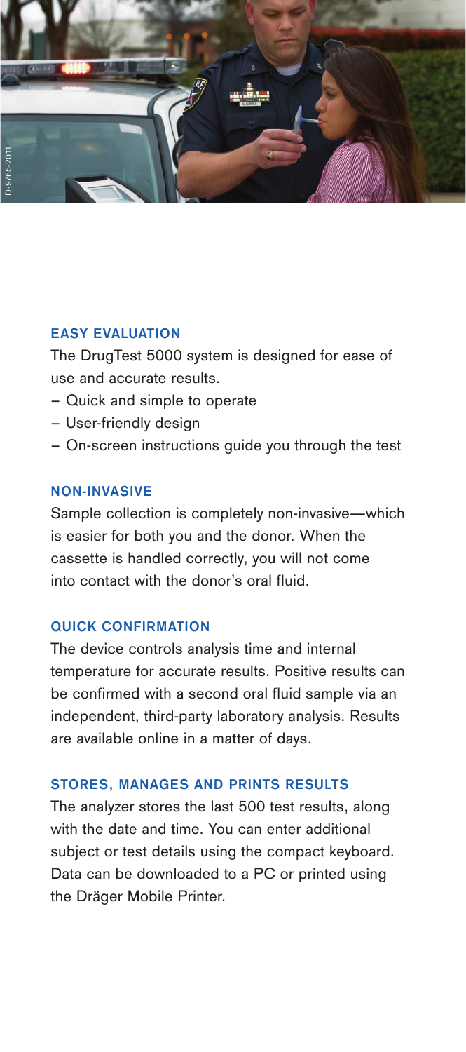## EASY EVALUATION

The DrugTest 5000 system is designed for ease of use and accurate results.

– Quick and simple to operate
– User-friendly design
– On-screen instructions guide you through the test

## NON-INVASIVE

Sample collection is completely non-invasive—which is easier for both you and the donor. When the cassette is handled correctly, you will not come into contact with the donor's oral fluid.

## QUICK CONFIRMATION

The device controls analysis time and internal temperature for accurate results. Positive results can be confirmed with a second oral fluid sample via an independent, third-party laboratory analysis. Results are available online in a matter of days.

## STORES, MANAGES AND PRINTS RESULTS

The analyzer stores the last 500 test results, along with the date and time. You can enter additional subject or test details using the compact keyboard. Data can be downloaded to a PC or printed using the Dräger Mobile Printer.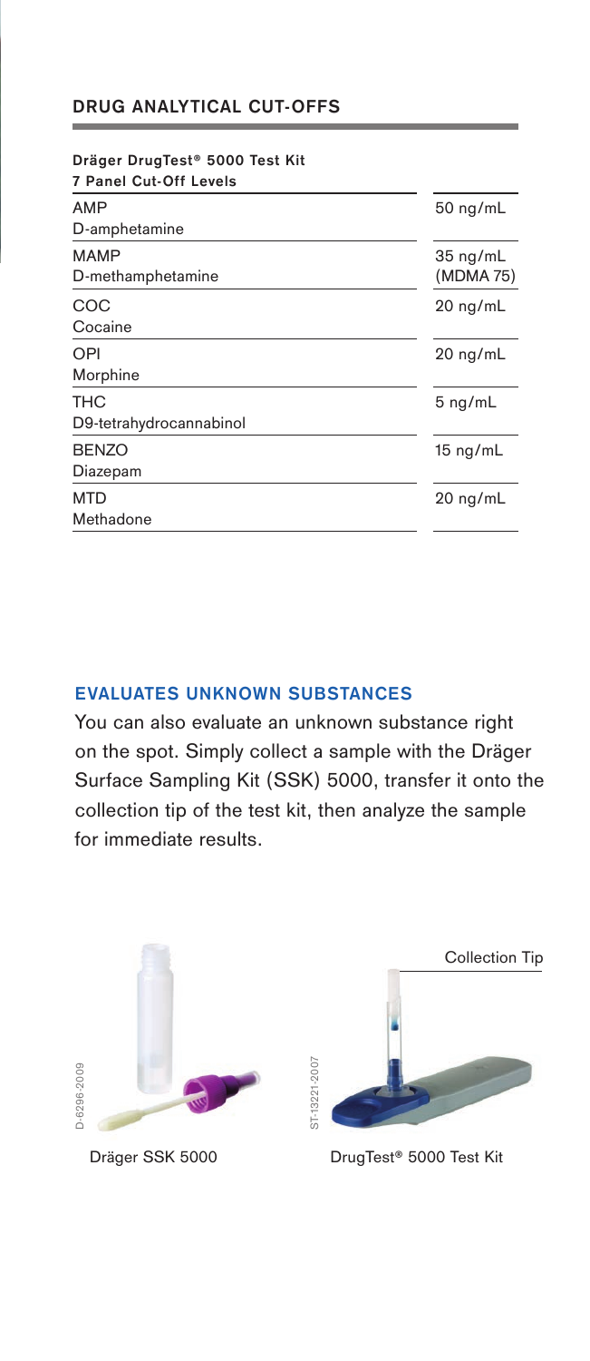## DRUG ANALYTICAL CUT-OFFS

| Dräger DrugTest® 5000 Test Kit 7 Panel Cut-Off Levels | |
|---|---|
| AMP D-amphetamine | 50 ng/mL |
| MAMP D-methamphetamine | 35 ng/mL (MDMA 75) |
| COC Cocaine | 20 ng/mL |
| OPI Morphine | 20 ng/mL |
| THC D9-tetrahydrocannabinol | 5 ng/mL |
| BENZO Diazepam | 15 ng/mL |
| MTD Methadone | 20 ng/mL |

## EVALUATES UNKNOWN SUBSTANCES

You can also evaluate an unknown substance right on the spot. Simply collect a sample with the Dräger Surface Sampling Kit (SSK) 5000, transfer it onto the collection tip of the test kit, then analyze the sample for immediate results.

D-6296-2009

Dräger SSK 5000

ST-13221-2007

Collection Tip

DrugTest® 5000 Test Kit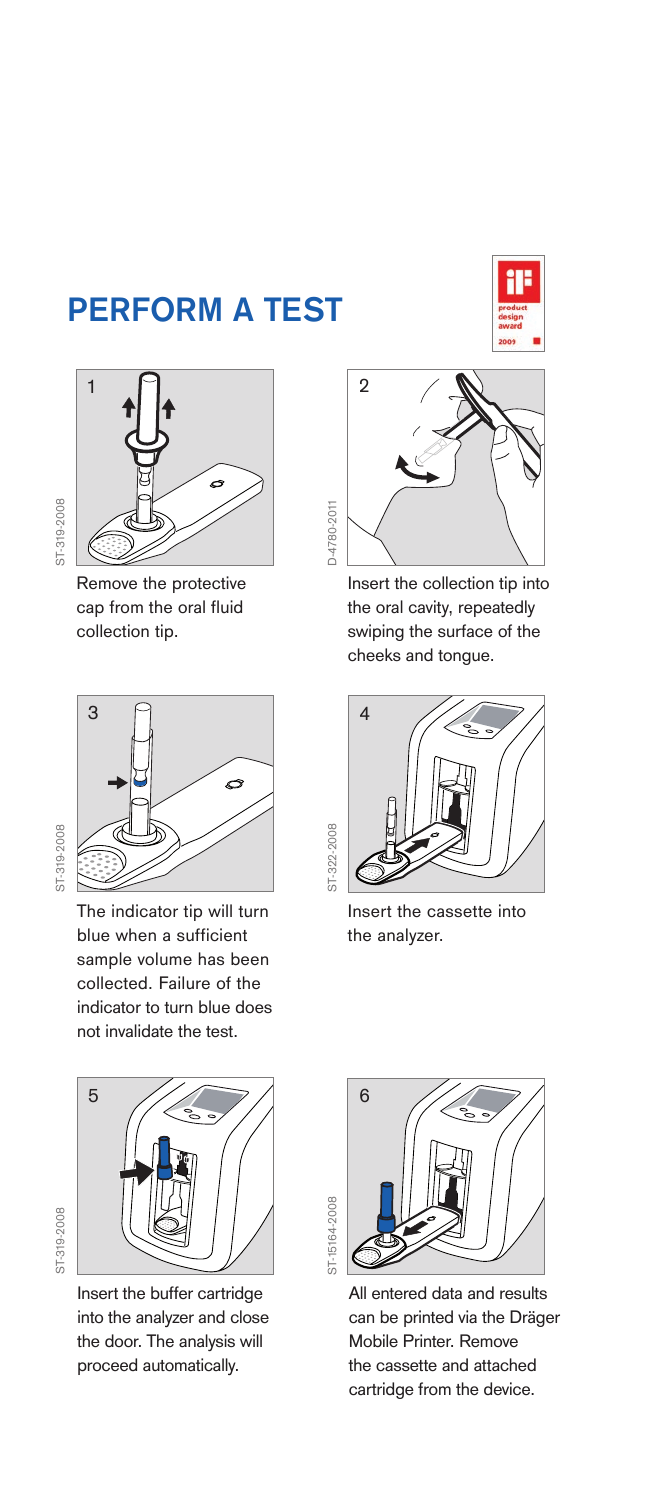# PERFORM A TEST

1. Remove the protective cap from the oral fluid collection tip.

2. Insert the collection tip into the oral cavity, repeatedly swiping the surface of the cheeks and tongue.

3. The indicator tip will turn blue when a sufficient sample volume has been collected. Failure of the indicator to turn blue does not invalidate the test.

4. Insert the cassette into the analyzer.

5. Insert the buffer cartridge into the analyzer and close the door. The analysis will proceed automatically.

6. All entered data and results can be printed via the Dräger Mobile Printer. Remove the cassette and attached cartridge from the device.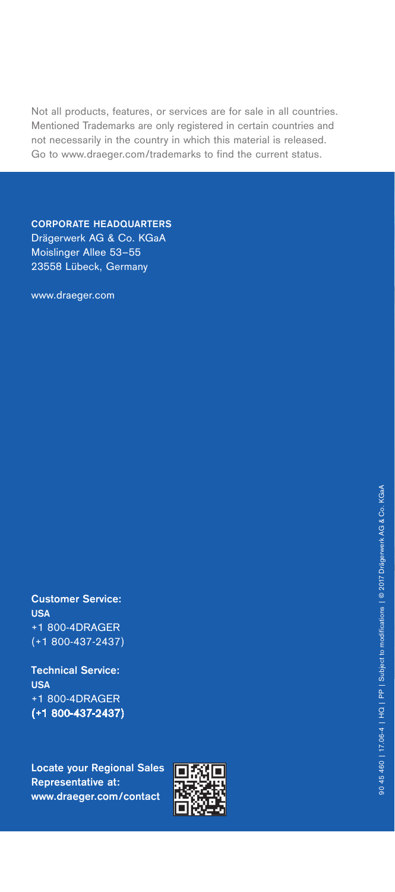Not all products, features, or services are for sale in all countries. Mentioned Trademarks are only registered in certain countries and not necessarily in the country in which this material is released. Go to www.draeger.com/trademarks to find the current status.

**CORPORATE HEADQUARTERS**
Drägerwerk AG & Co. KGaA
Moislinger Allee 53–55
23558 Lübeck, Germany

www.draeger.com

**Customer Service:**
**USA**
+1 800-4DRAGER
(+1 800-437-2437)

**Technical Service:**
**USA**
+1 800-4DRAGER
(+1 800-437-2437)

**Locate your Regional Sales Representative at: www.draeger.com/contact**

90 45 460 | 17.06-4 | HQ | PP | Subject to modifications | © 2017 Drägerwerk AG & Co. KGaA